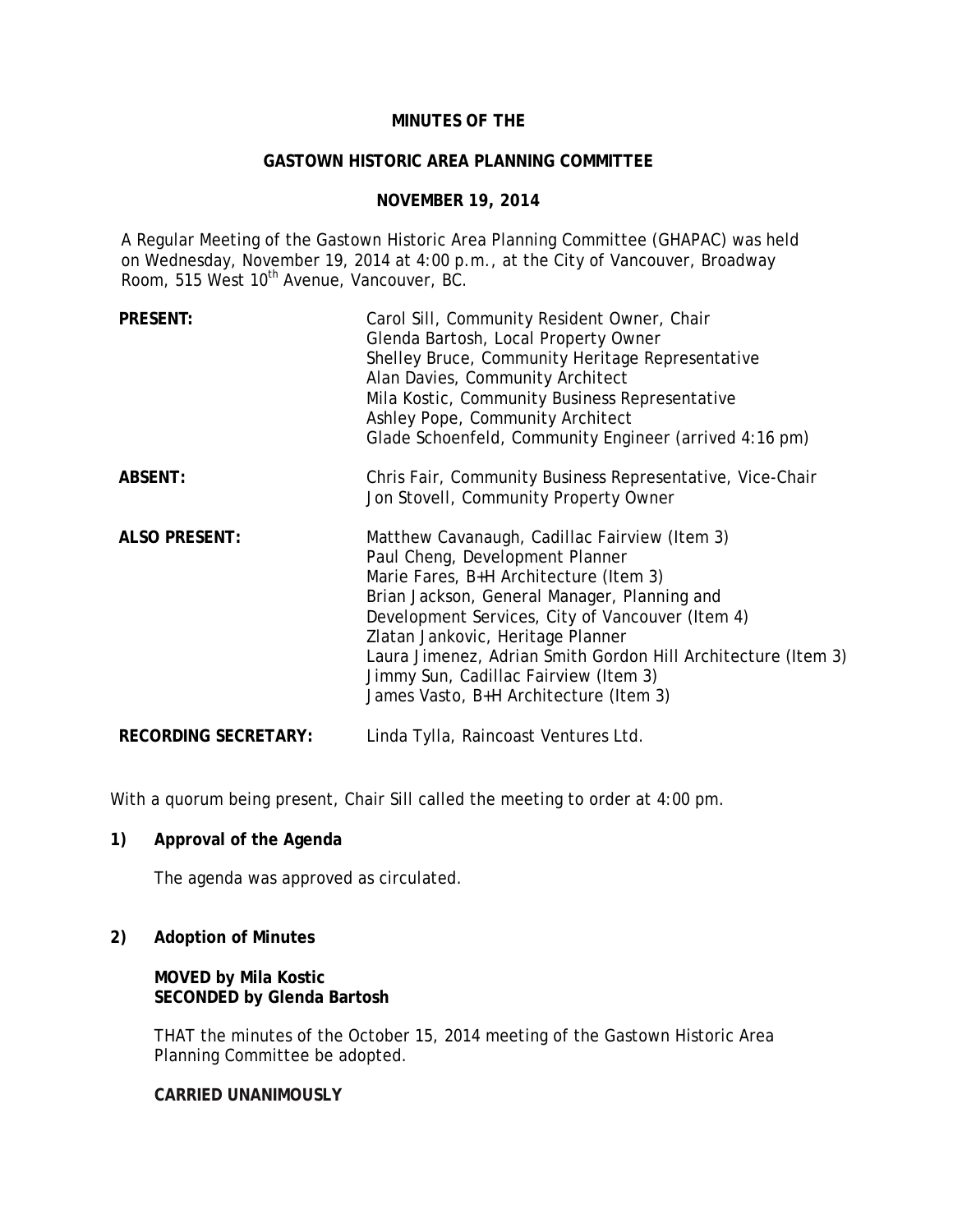**MINUTES OF THE**

**GASTOWN HISTORIC AREA PLANNING COMMITTEE**

**NOVEMBER 19, 2014**

A Regular Meeting of the Gastown Historic Area Planning Committee (GHAPAC) was held on Wednesday, November 19, 2014 at 4:00 p.m., at the City of Vancouver, Broadway Room, 515 West 10th Avenue, Vancouver, BC.

| | |
|---|---|
| **PRESENT:** | Carol Sill, Community Resident Owner, Chair<br>Glenda Bartosh, Local Property Owner<br>Shelley Bruce, Community Heritage Representative<br>Alan Davies, Community Architect<br>Mila Kostic, Community Business Representative<br>Ashley Pope, Community Architect<br>Glade Schoenfeld, Community Engineer (arrived 4:16 pm) |
| **ABSENT:** | Chris Fair, Community Business Representative, Vice-Chair<br>Jon Stovell, Community Property Owner |
| **ALSO PRESENT:** | Matthew Cavanaugh, Cadillac Fairview (Item 3)<br>Paul Cheng, Development Planner<br>Marie Fares, B+H Architecture (Item 3)<br>Brian Jackson, General Manager, Planning and Development Services, City of Vancouver (Item 4)<br>Zlatan Jankovic, Heritage Planner<br>Laura Jimenez, Adrian Smith Gordon Hill Architecture (Item 3)<br>Jimmy Sun, Cadillac Fairview (Item 3)<br>James Vasto, B+H Architecture (Item 3) |
| **RECORDING SECRETARY:** | Linda Tylla, Raincoast Ventures Ltd. |

With a quorum being present, Chair Sill called the meeting to order at 4:00 pm.

**1) Approval of the Agenda**

The agenda was approved as circulated.

**2) Adoption of Minutes**

**MOVED by Mila Kostic**
**SECONDED by Glenda Bartosh**

THAT the minutes of the October 15, 2014 meeting of the Gastown Historic Area Planning Committee be adopted.

**CARRIED UNANIMOUSLY**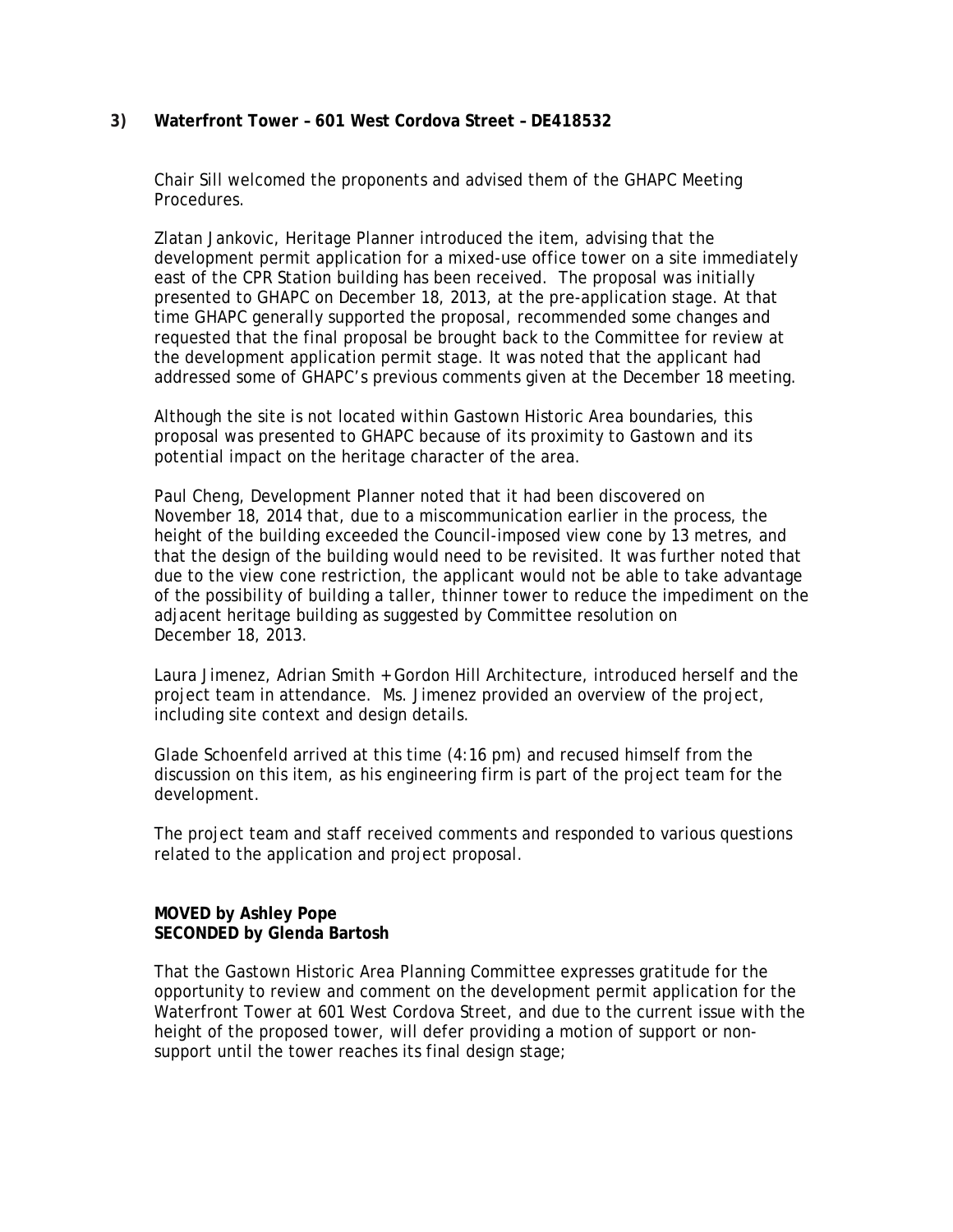### 3) Waterfront Tower – 601 West Cordova Street – DE418532

Chair Sill welcomed the proponents and advised them of the GHAPC Meeting Procedures.

Zlatan Jankovic, Heritage Planner introduced the item, advising that the development permit application for a mixed-use office tower on a site immediately east of the CPR Station building has been received. The proposal was initially presented to GHAPC on December 18, 2013, at the pre-application stage. At that time GHAPC generally supported the proposal, recommended some changes and requested that the final proposal be brought back to the Committee for review at the development application permit stage. It was noted that the applicant had addressed some of GHAPC's previous comments given at the December 18 meeting.

Although the site is not located within Gastown Historic Area boundaries, this proposal was presented to GHAPC because of its proximity to Gastown and its potential impact on the heritage character of the area.

Paul Cheng, Development Planner noted that it had been discovered on November 18, 2014 that, due to a miscommunication earlier in the process, the height of the building exceeded the Council-imposed view cone by 13 metres, and that the design of the building would need to be revisited. It was further noted that due to the view cone restriction, the applicant would not be able to take advantage of the possibility of building a taller, thinner tower to reduce the impediment on the adjacent heritage building as suggested by Committee resolution on December 18, 2013.

Laura Jimenez, Adrian Smith + Gordon Hill Architecture, introduced herself and the project team in attendance. Ms. Jimenez provided an overview of the project, including site context and design details.

Glade Schoenfeld arrived at this time (4:16 pm) and recused himself from the discussion on this item, as his engineering firm is part of the project team for the development.

The project team and staff received comments and responded to various questions related to the application and project proposal.

**MOVED by Ashley Pope**
**SECONDED by Glenda Bartosh**

That the Gastown Historic Area Planning Committee expresses gratitude for the opportunity to review and comment on the development permit application for the Waterfront Tower at 601 West Cordova Street, and due to the current issue with the height of the proposed tower, will defer providing a motion of support or non-support until the tower reaches its final design stage;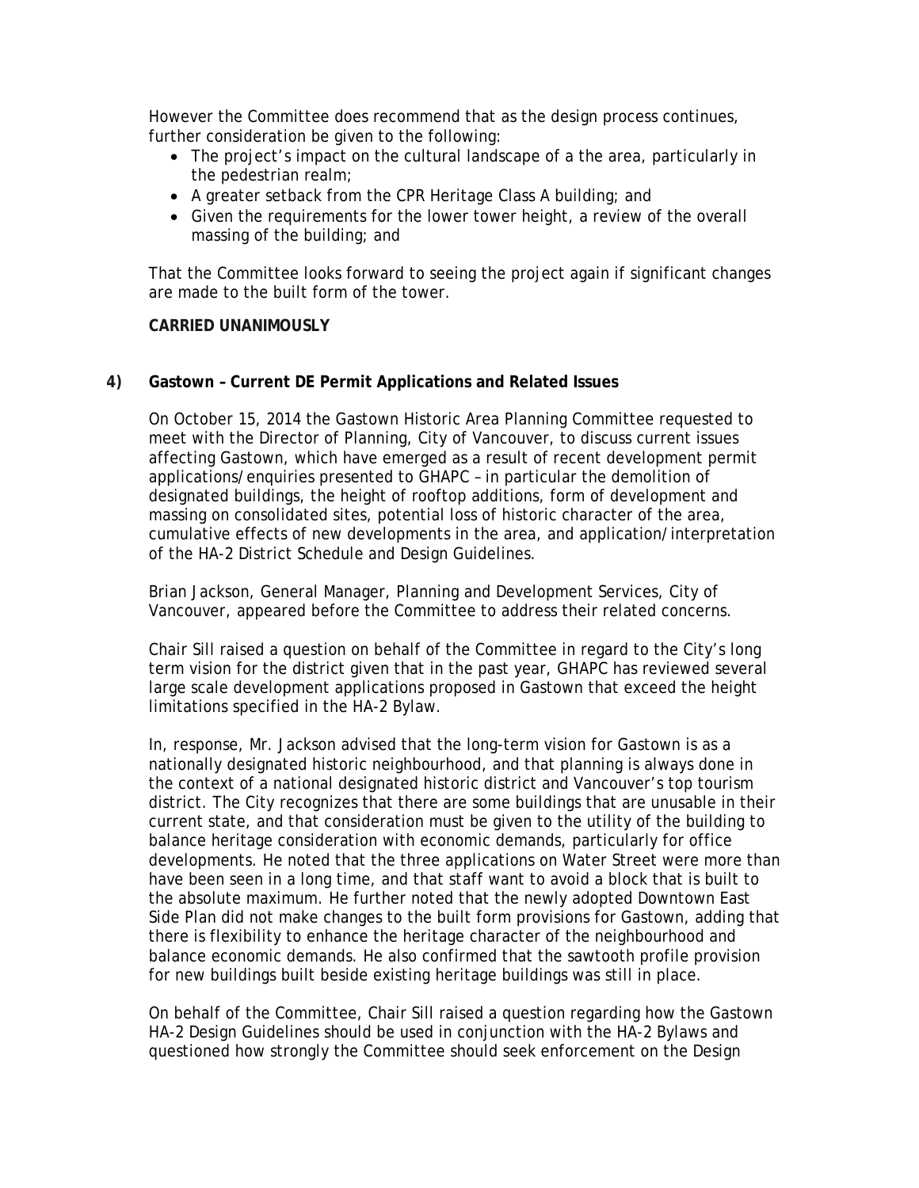However the Committee does recommend that as the design process continues, further consideration be given to the following:

- The project's impact on the cultural landscape of a the area, particularly in the pedestrian realm;
- A greater setback from the CPR Heritage Class A building; and
- Given the requirements for the lower tower height, a review of the overall massing of the building; and

That the Committee looks forward to seeing the project again if significant changes are made to the built form of the tower.

**CARRIED UNANIMOUSLY**

**4) Gastown – Current DE Permit Applications and Related Issues**

On October 15, 2014 the Gastown Historic Area Planning Committee requested to meet with the Director of Planning, City of Vancouver, to discuss current issues affecting Gastown, which have emerged as a result of recent development permit applications/enquiries presented to GHAPC – in particular the demolition of designated buildings, the height of rooftop additions, form of development and massing on consolidated sites, potential loss of historic character of the area, cumulative effects of new developments in the area, and application/interpretation of the HA-2 District Schedule and Design Guidelines.

Brian Jackson, General Manager, Planning and Development Services, City of Vancouver, appeared before the Committee to address their related concerns.

Chair Sill raised a question on behalf of the Committee in regard to the City's long term vision for the district given that in the past year, GHAPC has reviewed several large scale development applications proposed in Gastown that exceed the height limitations specified in the HA-2 Bylaw.

In, response, Mr. Jackson advised that the long-term vision for Gastown is as a nationally designated historic neighbourhood, and that planning is always done in the context of a national designated historic district and Vancouver's top tourism district. The City recognizes that there are some buildings that are unusable in their current state, and that consideration must be given to the utility of the building to balance heritage consideration with economic demands, particularly for office developments. He noted that the three applications on Water Street were more than have been seen in a long time, and that staff want to avoid a block that is built to the absolute maximum. He further noted that the newly adopted Downtown East Side Plan did not make changes to the built form provisions for Gastown, adding that there is flexibility to enhance the heritage character of the neighbourhood and balance economic demands. He also confirmed that the sawtooth profile provision for new buildings built beside existing heritage buildings was still in place.

On behalf of the Committee, Chair Sill raised a question regarding how the Gastown HA-2 Design Guidelines should be used in conjunction with the HA-2 Bylaws and questioned how strongly the Committee should seek enforcement on the Design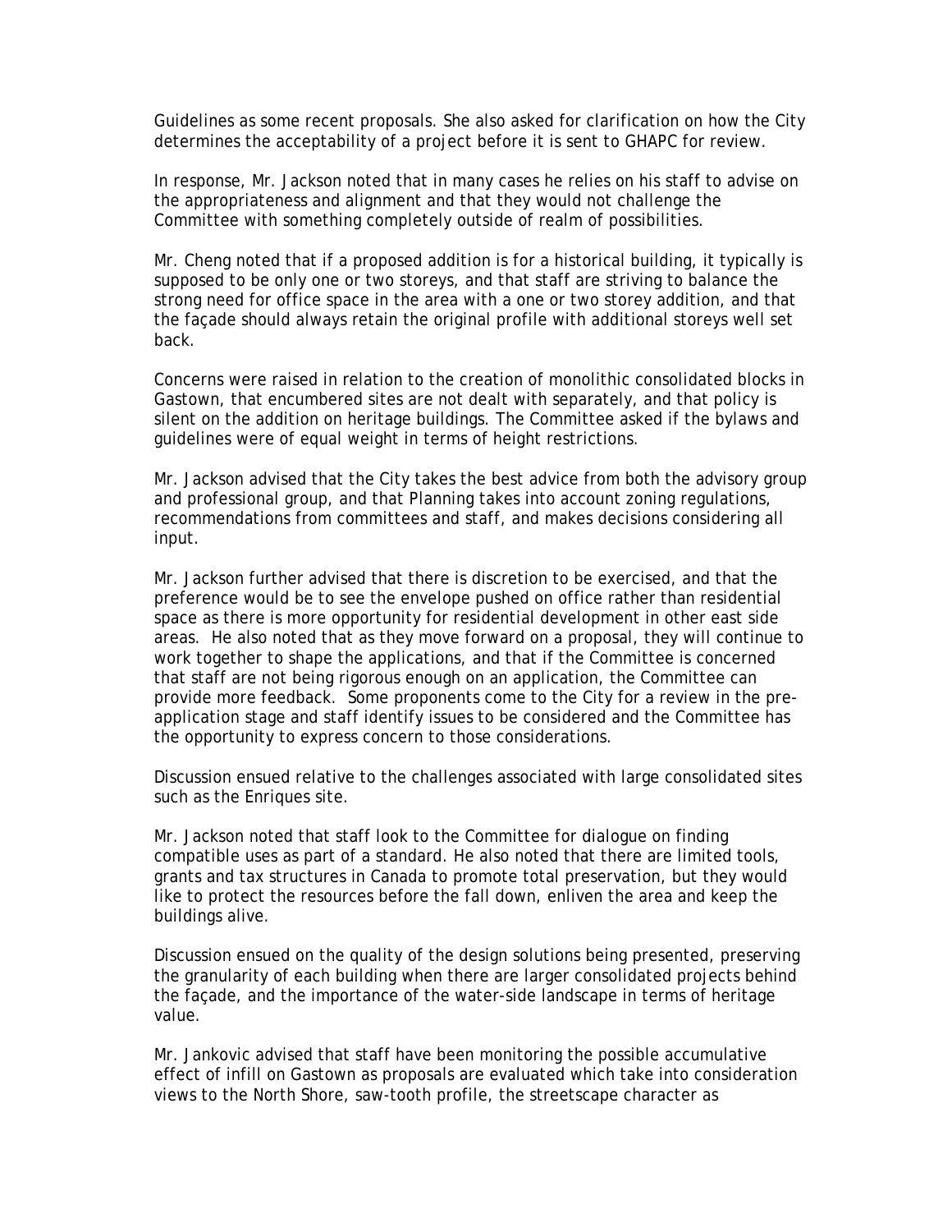Guidelines as some recent proposals. She also asked for clarification on how the City determines the acceptability of a project before it is sent to GHAPC for review.

In response, Mr. Jackson noted that in many cases he relies on his staff to advise on the appropriateness and alignment and that they would not challenge the Committee with something completely outside of realm of possibilities.

Mr. Cheng noted that if a proposed addition is for a historical building, it typically is supposed to be only one or two storeys, and that staff are striving to balance the strong need for office space in the area with a one or two storey addition, and that the façade should always retain the original profile with additional storeys well set back.

Concerns were raised in relation to the creation of monolithic consolidated blocks in Gastown, that encumbered sites are not dealt with separately, and that policy is silent on the addition on heritage buildings. The Committee asked if the bylaws and guidelines were of equal weight in terms of height restrictions.

Mr. Jackson advised that the City takes the best advice from both the advisory group and professional group, and that Planning takes into account zoning regulations, recommendations from committees and staff, and makes decisions considering all input.

Mr. Jackson further advised that there is discretion to be exercised, and that the preference would be to see the envelope pushed on office rather than residential space as there is more opportunity for residential development in other east side areas. He also noted that as they move forward on a proposal, they will continue to work together to shape the applications, and that if the Committee is concerned that staff are not being rigorous enough on an application, the Committee can provide more feedback. Some proponents come to the City for a review in the pre-application stage and staff identify issues to be considered and the Committee has the opportunity to express concern to those considerations.

Discussion ensued relative to the challenges associated with large consolidated sites such as the Enriques site.

Mr. Jackson noted that staff look to the Committee for dialogue on finding compatible uses as part of a standard. He also noted that there are limited tools, grants and tax structures in Canada to promote total preservation, but they would like to protect the resources before the fall down, enliven the area and keep the buildings alive.

Discussion ensued on the quality of the design solutions being presented, preserving the granularity of each building when there are larger consolidated projects behind the façade, and the importance of the water-side landscape in terms of heritage value.

Mr. Jankovic advised that staff have been monitoring the possible accumulative effect of infill on Gastown as proposals are evaluated which take into consideration views to the North Shore, saw-tooth profile, the streetscape character as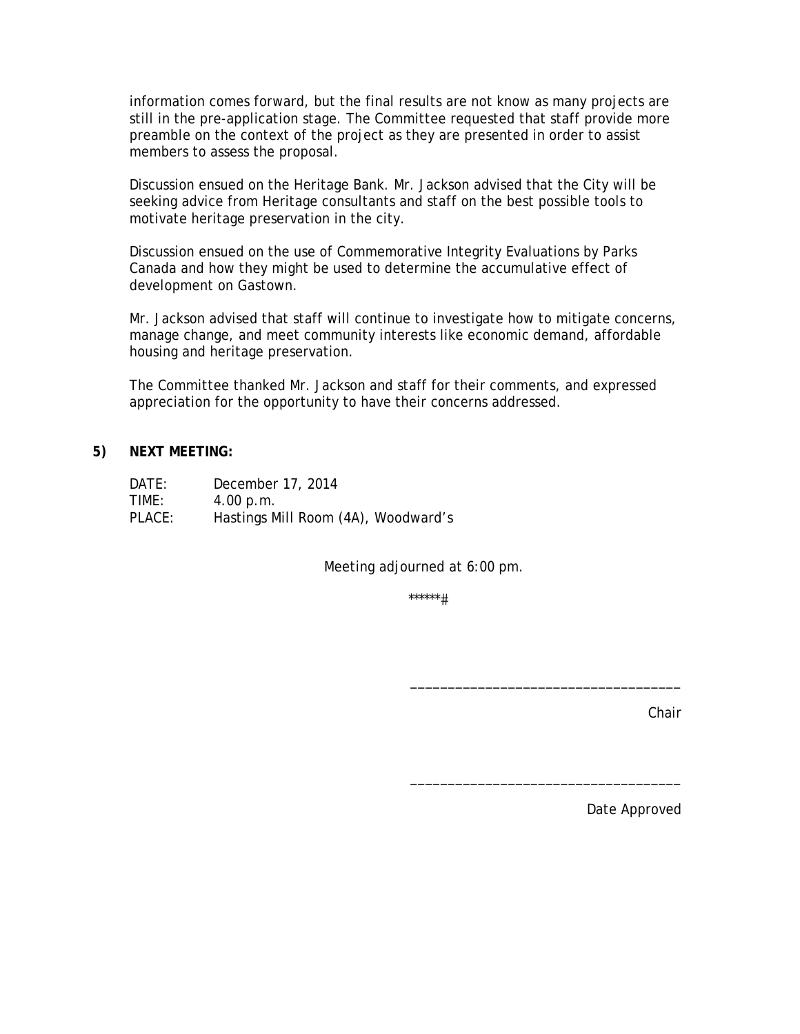information comes forward, but the final results are not know as many projects are still in the pre-application stage. The Committee requested that staff provide more preamble on the context of the project as they are presented in order to assist members to assess the proposal.

Discussion ensued on the Heritage Bank. Mr. Jackson advised that the City will be seeking advice from Heritage consultants and staff on the best possible tools to motivate heritage preservation in the city.

Discussion ensued on the use of Commemorative Integrity Evaluations by Parks Canada and how they might be used to determine the accumulative effect of development on Gastown.

Mr. Jackson advised that staff will continue to investigate how to mitigate concerns, manage change, and meet community interests like economic demand, affordable housing and heritage preservation.

The Committee thanked Mr. Jackson and staff for their comments, and expressed appreciation for the opportunity to have their concerns addressed.

**5) NEXT MEETING:**

DATE: December 17, 2014
TIME: 4.00 p.m.
PLACE: Hastings Mill Room (4A), Woodward's

Meeting adjourned at 6:00 pm.

*****#

___________________________________

Chair

___________________________________

Date Approved